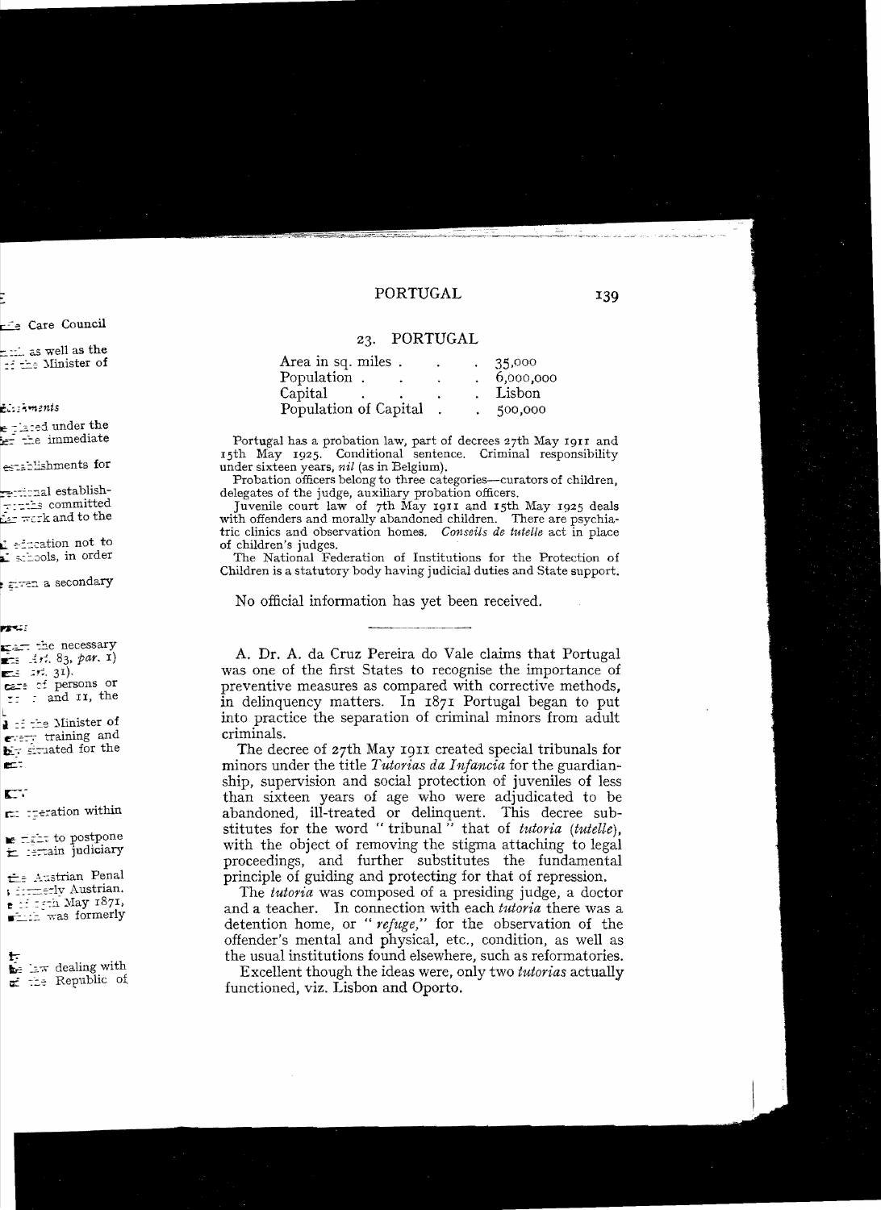## 23. PORTUGAL

| | |
|---|---|
| Area in sq. miles | 35,000 |
| Population | 6,000,000 |
| Capital | Lisbon |
| Population of Capital | 500,000 |

Portugal has a probation law, part of decrees 27th May 1911 and 15th May 1925. Conditional sentence. Criminal responsibility under sixteen years, *nil* (as in Belgium).

Probation officers belong to three categories—curators of children, delegates of the judge, auxiliary probation officers.

Juvenile court law of 7th May 1911 and 15th May 1925 deals with offenders and morally abandoned children. There are psychiatric clinics and observation homes. *Conseils de tutelle* act in place of children's judges.

The National Federation of Institutions for the Protection of Children is a statutory body having judicial duties and State support.

No official information has yet been received.

---

A. Dr. A. da Cruz Pereira do Vale claims that Portugal was one of the first States to recognise the importance of preventive measures as compared with corrective methods, in delinquency matters. In 1871 Portugal began to put into practice the separation of criminal minors from adult criminals.

The decree of 27th May 1911 created special tribunals for minors under the title *Tutorias da Infancia* for the guardianship, supervision and social protection of juveniles of less than sixteen years of age who were adjudicated to be abandoned, ill-treated or delinquent. This decree substitutes for the word "tribunal" that of *tutoria* (*tutelle*), with the object of removing the stigma attaching to legal proceedings, and further substitutes the fundamental principle of guiding and protecting for that of repression.

The *tutoria* was composed of a presiding judge, a doctor and a teacher. In connection with each *tutoria* there was a detention home, or "*refuge*," for the observation of the offender's mental and physical, etc., condition, as well as the usual institutions found elsewhere, such as reformatories.

Excellent though the ideas were, only two *tutorias* actually functioned, viz. Lisbon and Oporto.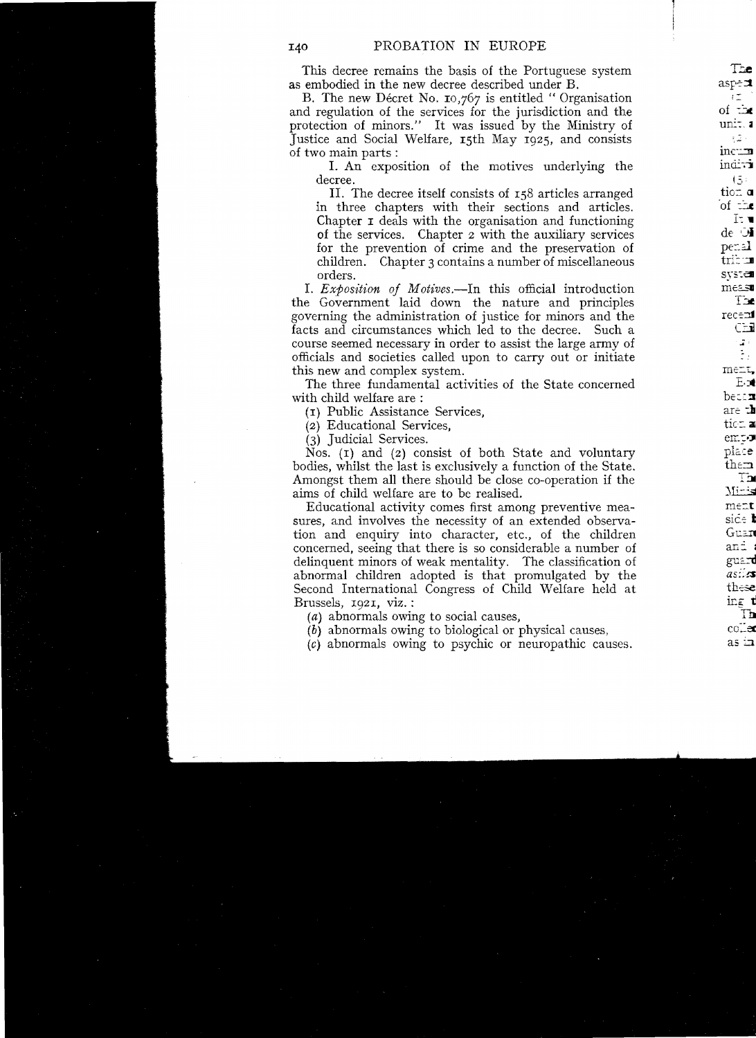This decree remains the basis of the Portuguese system as embodied in the new decree described under B.

B. The new Décret No. 10,767 is entitled " Organisation and regulation of the services for the jurisdiction and the protection of minors." It was issued by the Ministry of Justice and Social Welfare, 15th May 1925, and consists of two main parts :

I. An exposition of the motives underlying the decree.

II. The decree itself consists of 158 articles arranged in three chapters with their sections and articles. Chapter 1 deals with the organisation and functioning of the services. Chapter 2 with the auxiliary services for the prevention of crime and the preservation of children. Chapter 3 contains a number of miscellaneous orders.

I. *Exposition of Motives.*—In this official introduction the Government laid down the nature and principles governing the administration of justice for minors and the facts and circumstances which led to the decree. Such a course seemed necessary in order to assist the large army of officials and societies called upon to carry out or initiate this new and complex system.

The three fundamental activities of the State concerned with child welfare are :

(1) Public Assistance Services,
(2) Educational Services,
(3) Judicial Services.

Nos. (1) and (2) consist of both State and voluntary bodies, whilst the last is exclusively a function of the State. Amongst them all there should be close co-operation if the aims of child welfare are to be realised.

Educational activity comes first among preventive measures, and involves the necessity of an extended observation and enquiry into character, etc., of the children concerned, seeing that there is so considerable a number of delinquent minors of weak mentality. The classification of abnormal children adopted is that promulgated by the Second International Congress of Child Welfare held at Brussels, 1921, viz. :

(*a*) abnormals owing to social causes,
(*b*) abnormals owing to biological or physical causes,
(*c*) abnormals owing to psychic or neuropathic causes.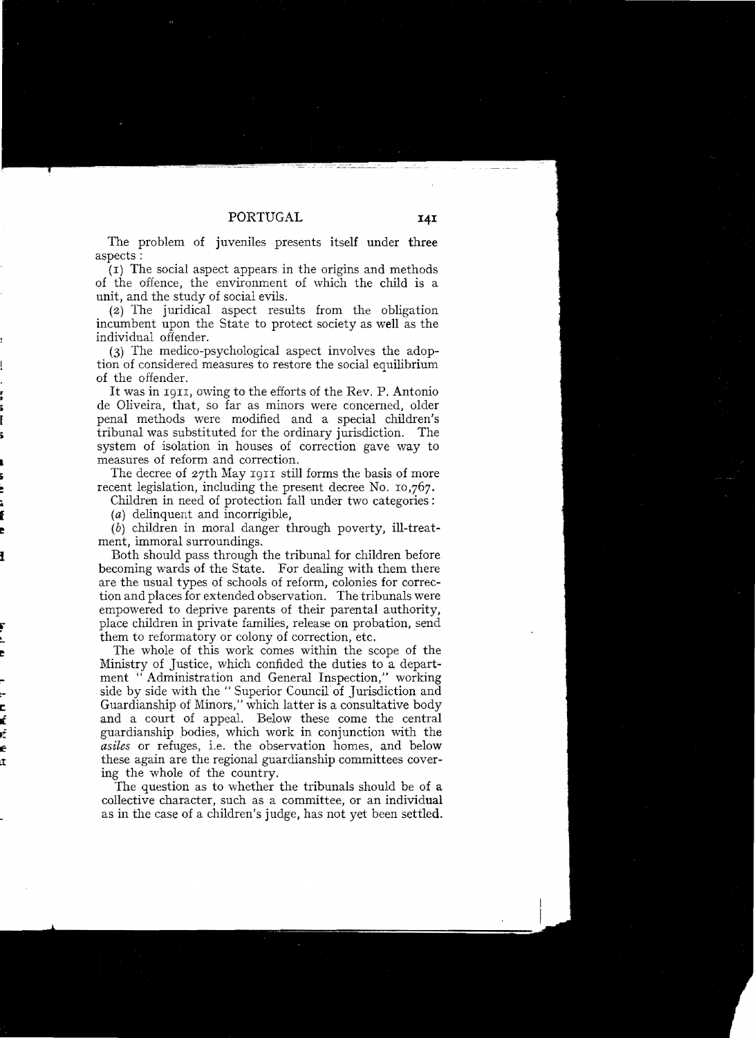The problem of juveniles presents itself under three aspects:

(1) The social aspect appears in the origins and methods of the offence, the environment of which the child is a unit, and the study of social evils.

(2) The juridical aspect results from the obligation incumbent upon the State to protect society as well as the individual offender.

(3) The medico-psychological aspect involves the adoption of considered measures to restore the social equilibrium of the offender.

It was in 1911, owing to the efforts of the Rev. P. Antonio de Oliveira, that, so far as minors were concerned, older penal methods were modified and a special children's tribunal was substituted for the ordinary jurisdiction. The system of isolation in houses of correction gave way to measures of reform and correction.

The decree of 27th May 1911 still forms the basis of more recent legislation, including the present decree No. 10,767.

Children in need of protection fall under two categories:

(*a*) delinquent and incorrigible,

(*b*) children in moral danger through poverty, ill-treatment, immoral surroundings.

Both should pass through the tribunal for children before becoming wards of the State. For dealing with them there are the usual types of schools of reform, colonies for correction and places for extended observation. The tribunals were empowered to deprive parents of their parental authority, place children in private families, release on probation, send them to reformatory or colony of correction, etc.

The whole of this work comes within the scope of the Ministry of Justice, which confided the duties to a department "Administration and General Inspection," working side by side with the "Superior Council of Jurisdiction and Guardianship of Minors," which latter is a consultative body and a court of appeal. Below these come the central guardianship bodies, which work in conjunction with the *asiles* or refuges, i.e. the observation homes, and below these again are the regional guardianship committees covering the whole of the country.

The question as to whether the tribunals should be of a collective character, such as a committee, or an individual as in the case of a children's judge, has not yet been settled.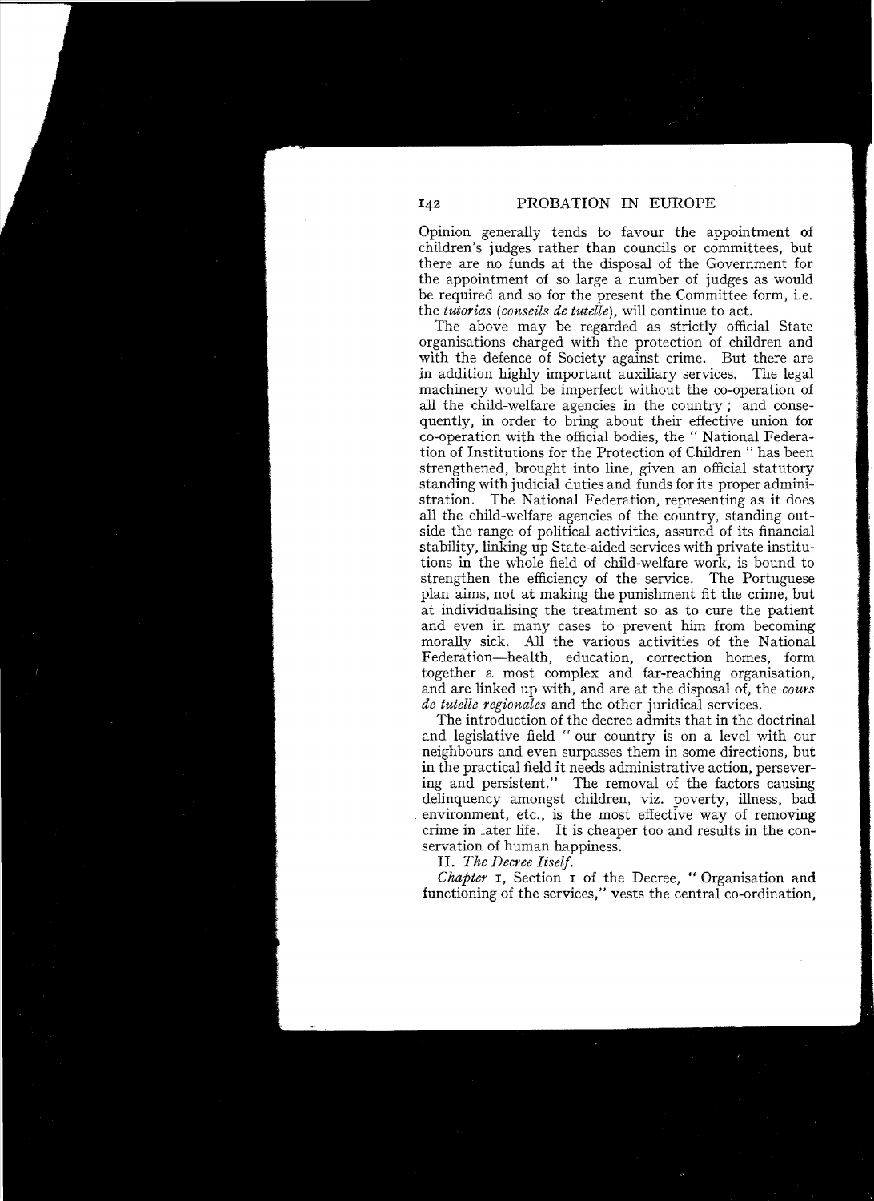Opinion generally tends to favour the appointment of children's judges rather than councils or committees, but there are no funds at the disposal of the Government for the appointment of so large a number of judges as would be required and so for the present the Committee form, i.e. the *tutorias* (*conseils de tutelle*), will continue to act.

The above may be regarded as strictly official State organisations charged with the protection of children and with the defence of Society against crime. But there are in addition highly important auxiliary services. The legal machinery would be imperfect without the co-operation of all the child-welfare agencies in the country; and consequently, in order to bring about their effective union for co-operation with the official bodies, the "National Federation of Institutions for the Protection of Children" has been strengthened, brought into line, given an official statutory standing with judicial duties and funds for its proper administration. The National Federation, representing as it does all the child-welfare agencies of the country, standing outside the range of political activities, assured of its financial stability, linking up State-aided services with private institutions in the whole field of child-welfare work, is bound to strengthen the efficiency of the service. The Portuguese plan aims, not at making the punishment fit the crime, but at individualising the treatment so as to cure the patient and even in many cases to prevent him from becoming morally sick. All the various activities of the National Federation—health, education, correction homes, form together a most complex and far-reaching organisation, and are linked up with, and are at the disposal of, the *cours de tutelle regionales* and the other juridical services.

The introduction of the decree admits that in the doctrinal and legislative field "our country is on a level with our neighbours and even surpasses them in some directions, but in the practical field it needs administrative action, persevering and persistent." The removal of the factors causing delinquency amongst children, viz. poverty, illness, bad environment, etc., is the most effective way of removing crime in later life. It is cheaper too and results in the conservation of human happiness.

II. *The Decree Itself.*

*Chapter* 1, Section 1 of the Decree, "Organisation and functioning of the services," vests the central co-ordination,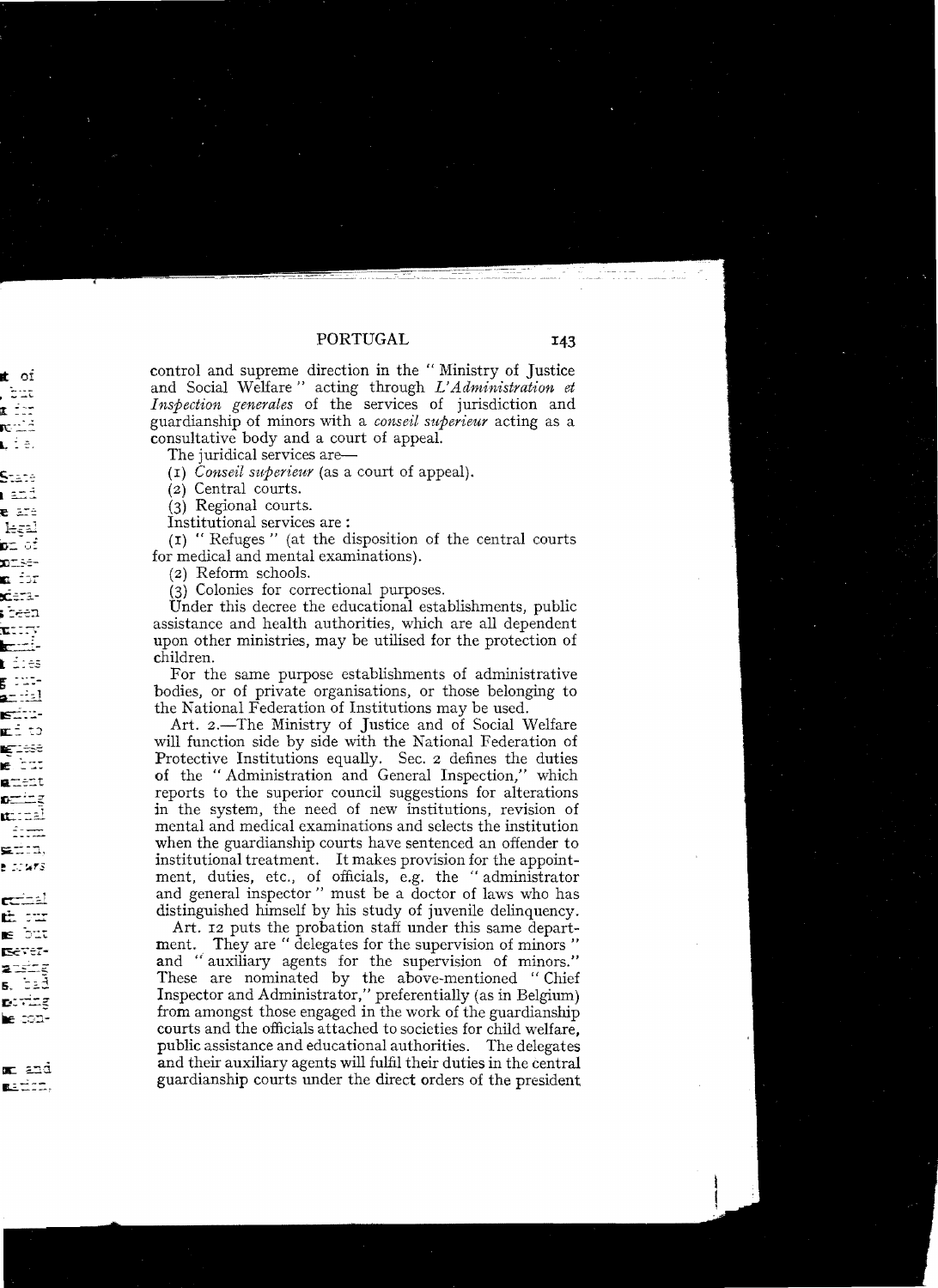control and supreme direction in the "Ministry of Justice and Social Welfare" acting through *L'Administration et Inspection generales* of the services of jurisdiction and guardianship of minors with a *conseil superieur* acting as a consultative body and a court of appeal.

The juridical services are—

(1) *Conseil superieur* (as a court of appeal).

(2) Central courts.

(3) Regional courts.

Institutional services are:

(1) "Refuges" (at the disposition of the central courts for medical and mental examinations).

(2) Reform schools.

(3) Colonies for correctional purposes.

Under this decree the educational establishments, public assistance and health authorities, which are all dependent upon other ministries, may be utilised for the protection of children.

For the same purpose establishments of administrative bodies, or of private organisations, or those belonging to the National Federation of Institutions may be used.

Art. 2.—The Ministry of Justice and of Social Welfare will function side by side with the National Federation of Protective Institutions equally. Sec. 2 defines the duties of the "Administration and General Inspection," which reports to the superior council suggestions for alterations in the system, the need of new institutions, revision of mental and medical examinations and selects the institution when the guardianship courts have sentenced an offender to institutional treatment. It makes provision for the appointment, duties, etc., of officials, e.g. the "administrator and general inspector" must be a doctor of laws who has distinguished himself by his study of juvenile delinquency.

Art. 12 puts the probation staff under this same department. They are "delegates for the supervision of minors" and "auxiliary agents for the supervision of minors." These are nominated by the above-mentioned "Chief Inspector and Administrator," preferentially (as in Belgium) from amongst those engaged in the work of the guardianship courts and the officials attached to societies for child welfare, public assistance and educational authorities. The delegates and their auxiliary agents will fulfil their duties in the central guardianship courts under the direct orders of the president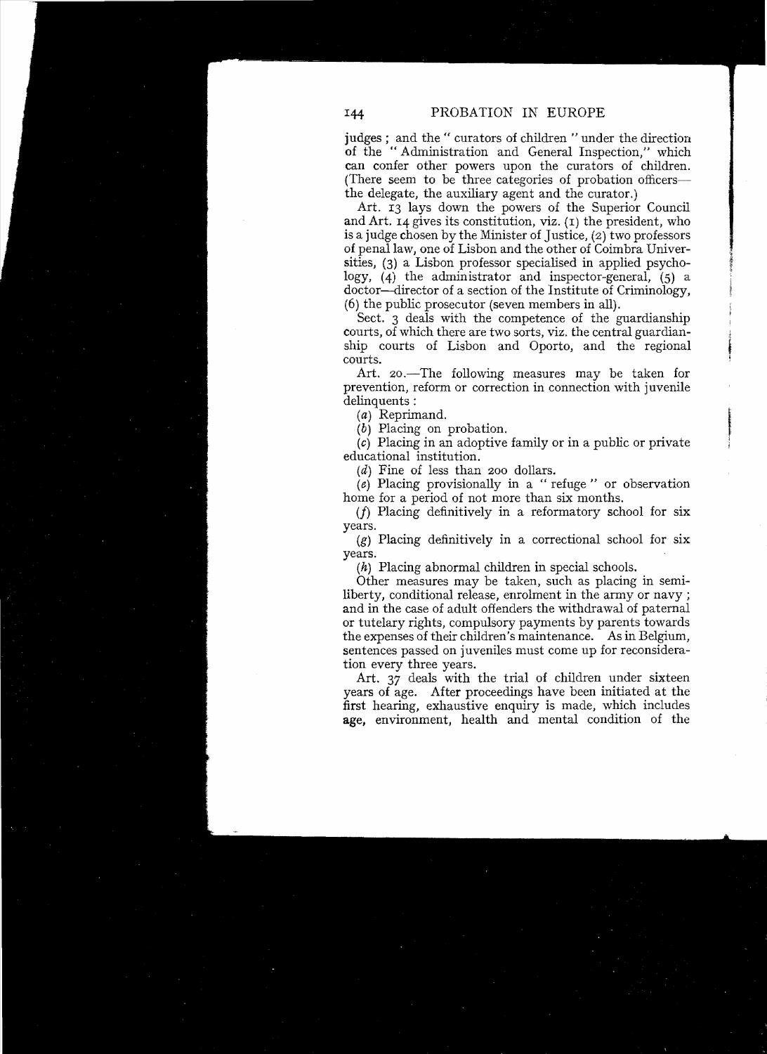judges; and the "curators of children" under the direction of the "Administration and General Inspection," which can confer other powers upon the curators of children. (There seem to be three categories of probation officers—the delegate, the auxiliary agent and the curator.)

Art. 13 lays down the powers of the Superior Council and Art. 14 gives its constitution, viz. (1) the president, who is a judge chosen by the Minister of Justice, (2) two professors of penal law, one of Lisbon and the other of Coimbra Universities, (3) a Lisbon professor specialised in applied psychology, (4) the administrator and inspector-general, (5) a doctor—director of a section of the Institute of Criminology, (6) the public prosecutor (seven members in all).

Sect. 3 deals with the competence of the guardianship courts, of which there are two sorts, viz. the central guardianship courts of Lisbon and Oporto, and the regional courts.

Art. 20.—The following measures may be taken for prevention, reform or correction in connection with juvenile delinquents:

(*a*) Reprimand.

(*b*) Placing on probation.

(*c*) Placing in an adoptive family or in a public or private educational institution.

(*d*) Fine of less than 200 dollars.

(*e*) Placing provisionally in a "refuge" or observation home for a period of not more than six months.

(*f*) Placing definitively in a reformatory school for six years.

(*g*) Placing definitively in a correctional school for six years.

(*h*) Placing abnormal children in special schools.

Other measures may be taken, such as placing in semi-liberty, conditional release, enrolment in the army or navy; and in the case of adult offenders the withdrawal of paternal or tutelary rights, compulsory payments by parents towards the expenses of their children's maintenance. As in Belgium, sentences passed on juveniles must come up for reconsideration every three years.

Art. 37 deals with the trial of children under sixteen years of age. After proceedings have been initiated at the first hearing, exhaustive enquiry is made, which includes age, environment, health and mental condition of the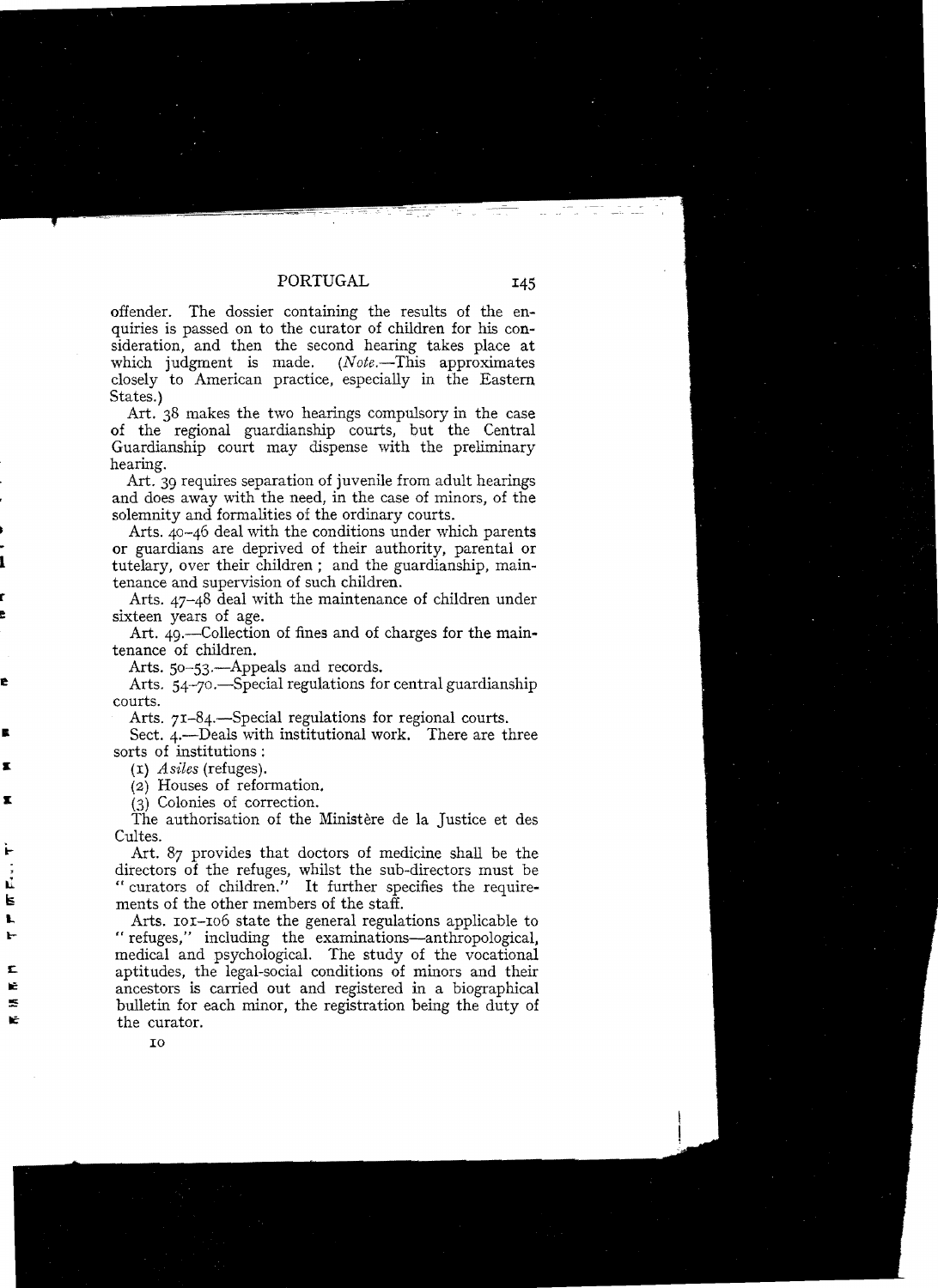offender. The dossier containing the results of the enquiries is passed on to the curator of children for his consideration, and then the second hearing takes place at which judgment is made. (*Note*.—This approximates closely to American practice, especially in the Eastern States.)

Art. 38 makes the two hearings compulsory in the case of the regional guardianship courts, but the Central Guardianship court may dispense with the preliminary hearing.

Art. 39 requires separation of juvenile from adult hearings and does away with the need, in the case of minors, of the solemnity and formalities of the ordinary courts.

Arts. 40–46 deal with the conditions under which parents or guardians are deprived of their authority, parental or tutelary, over their children; and the guardianship, maintenance and supervision of such children.

Arts. 47–48 deal with the maintenance of children under sixteen years of age.

Art. 49.—Collection of fines and of charges for the maintenance of children.

Arts. 50–53.—Appeals and records.

Arts. 54–70.—Special regulations for central guardianship courts.

Arts. 71–84.—Special regulations for regional courts.

Sect. 4.—Deals with institutional work. There are three sorts of institutions:

(1) *Asiles* (refuges).

(2) Houses of reformation.

(3) Colonies of correction.

The authorisation of the Ministère de la Justice et des Cultes.

Art. 87 provides that doctors of medicine shall be the directors of the refuges, whilst the sub-directors must be "curators of children." It further specifies the requirements of the other members of the staff.

Arts. 101–106 state the general regulations applicable to "refuges," including the examinations—anthropological, medical and psychological. The study of the vocational aptitudes, the legal-social conditions of minors and their ancestors is carried out and registered in a biographical bulletin for each minor, the registration being the duty of the curator.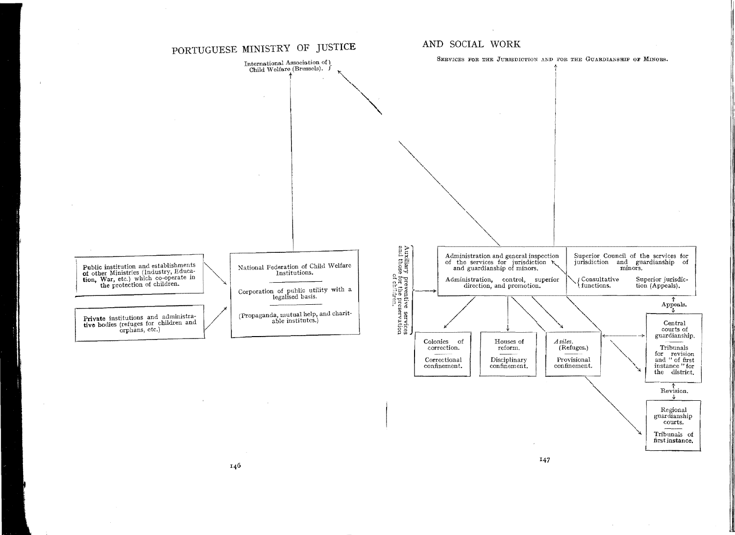# PORTUGUESE MINISTRY OF JUSTICE AND SOCIAL WORK

SERVICES FOR THE JURISDICTION AND FOR THE GUARDIANSHIP OF MINORS.

International Association of Child Welfare (Brussels).

**Public** institution and establishments **of** other Ministries (Industry, Education, War, etc.) which co-operate in the protection of children.

**Private** institutions and administrative bodies (refuges for children and orphans, etc.)

National Federation of Child Welfare Institutions.

Corporation of public utility with a legalised basis.

(Propaganda, mutual help, and charitable institutes.)

Auxiliary preventive services and those for the preservation of children.

Administration and general inspection of the services for jurisdiction and guardianship of minors.

Administration, control, superior direction, and promotion.

Superior Council of the services for jurisdiction and guardianship of minors.

Consultative functions.

Superior jurisdiction (Appeals).

Appeals.

Central courts of guardianship.

Tribunals for revision and "of first instance" for the district.

Revision.

Regional guardianship courts.

Tribunals of first instance.

Colonies of correction.

Correctional confinement.

Houses of reform.

Disciplinary confinement.

*Asiles.* (Refuges.)

Provisional confinement.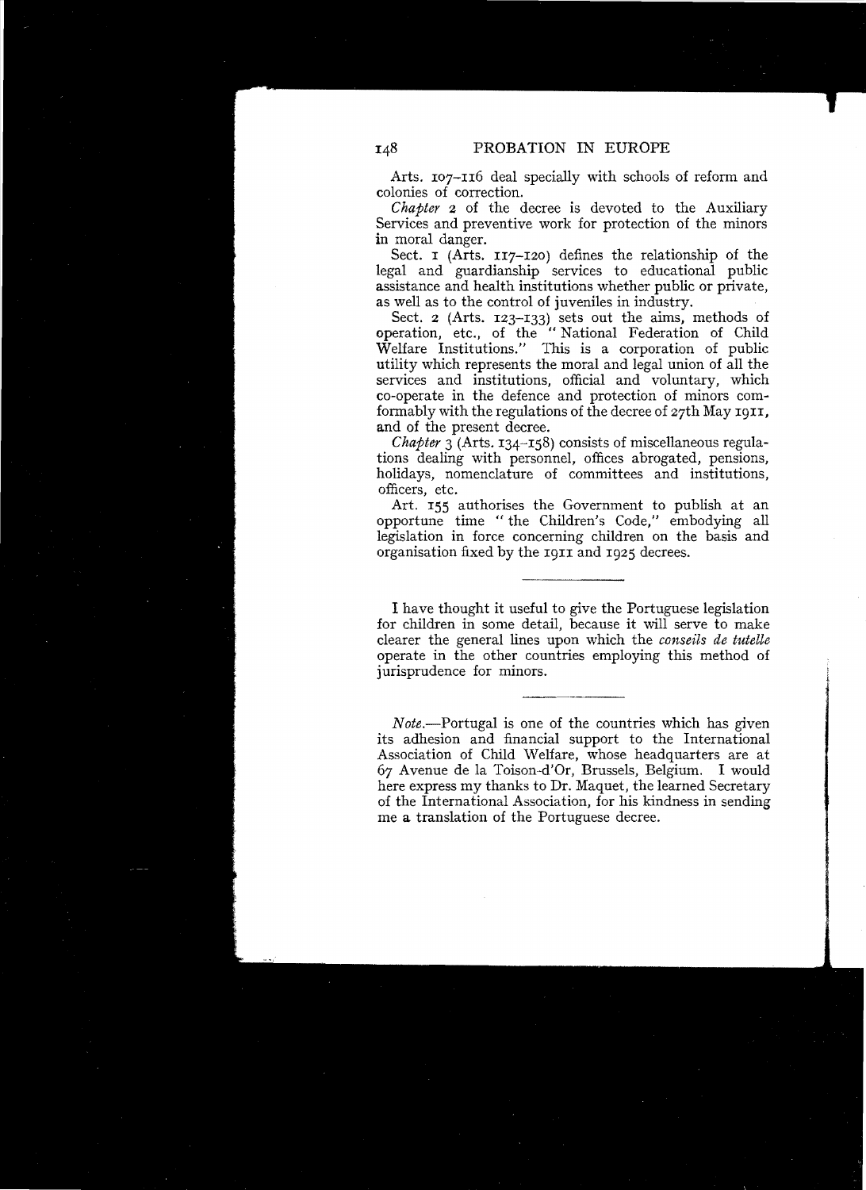Arts. 107–116 deal specially with schools of reform and colonies of correction.

*Chapter* 2 of the decree is devoted to the Auxiliary Services and preventive work for protection of the minors in moral danger.

Sect. 1 (Arts. 117–120) defines the relationship of the legal and guardianship services to educational public assistance and health institutions whether public or private, as well as to the control of juveniles in industry.

Sect. 2 (Arts. 123–133) sets out the aims, methods of operation, etc., of the "National Federation of Child Welfare Institutions." This is a corporation of public utility which represents the moral and legal union of all the services and institutions, official and voluntary, which co-operate in the defence and protection of minors comformably with the regulations of the decree of 27th May 1911, and of the present decree.

*Chapter* 3 (Arts. 134–158) consists of miscellaneous regulations dealing with personnel, offices abrogated, pensions, holidays, nomenclature of committees and institutions, officers, etc.

Art. 155 authorises the Government to publish at an opportune time "the Children's Code," embodying all legislation in force concerning children on the basis and organisation fixed by the 1911 and 1925 decrees.

---

I have thought it useful to give the Portuguese legislation for children in some detail, because it will serve to make clearer the general lines upon which the *conseils de tutelle* operate in the other countries employing this method of jurisprudence for minors.

---

*Note.*—Portugal is one of the countries which has given its adhesion and financial support to the International Association of Child Welfare, whose headquarters are at 67 Avenue de la Toison-d'Or, Brussels, Belgium. I would here express my thanks to Dr. Maquet, the learned Secretary of the International Association, for his kindness in sending me a translation of the Portuguese decree.